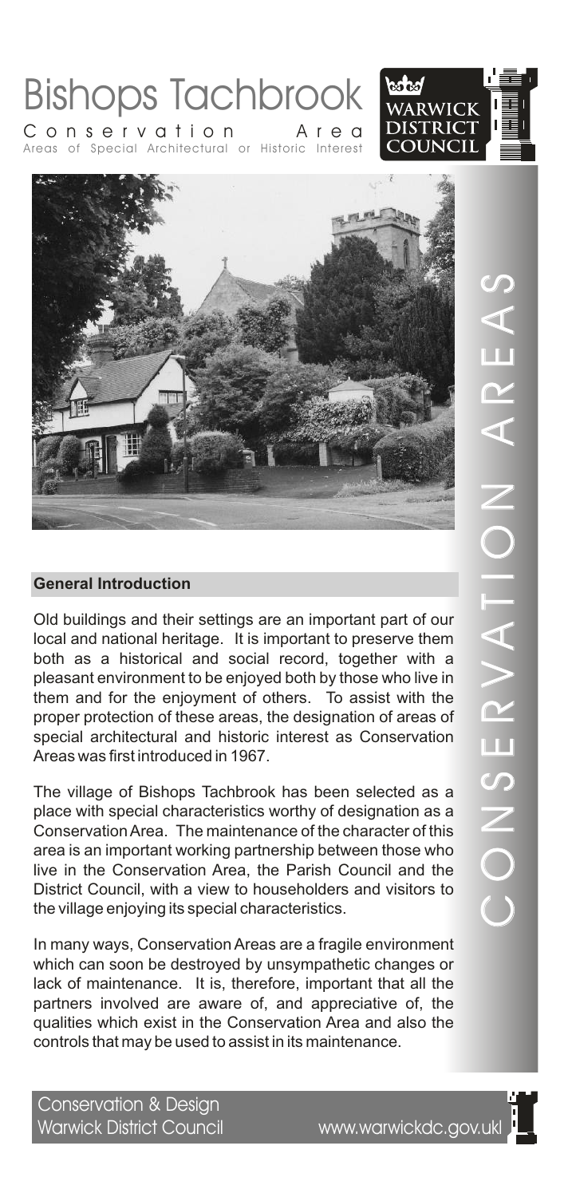# Bishops Tachbrook

## Conservation Area

Areas of Special Architectural or Historic Interest

WARWICK DISTRICT COUNCIL

CONSERVATION AREAS

### General Introduction

Old buildings and their settings are an important part of our local and national heritage. It is important to preserve them both as a historical and social record, together with a pleasant environment to be enjoyed both by those who live in them and for the enjoyment of others. To assist with the proper protection of these areas, the designation of areas of special architectural and historic interest as Conservation Areas was first introduced in 1967.

The village of Bishops Tachbrook has been selected as a place with special characteristics worthy of designation as a Conservation Area. The maintenance of the character of this area is an important working partnership between those who live in the Conservation Area, the Parish Council and the District Council, with a view to householders and visitors to the village enjoying its special characteristics.

In many ways, Conservation Areas are a fragile environment which can soon be destroyed by unsympathetic changes or lack of maintenance. It is, therefore, important that all the partners involved are aware of, and appreciative of, the qualities which exist in the Conservation Area and also the controls that may be used to assist in its maintenance.

Conservation & Design
Warwick District Council www.warwickdc.gov.uk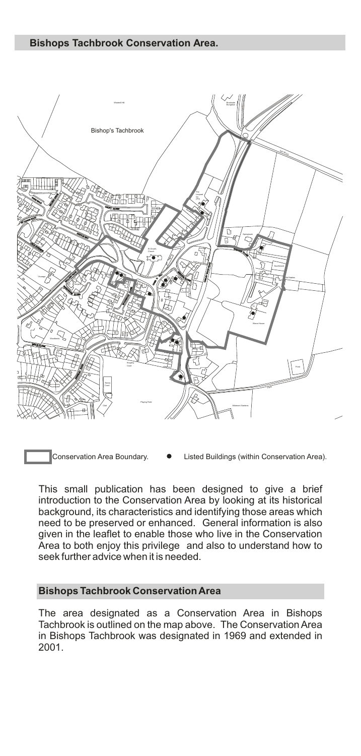## Bishops Tachbrook Conservation Area.

Conservation Area Boundary. Listed Buildings (within Conservation Area).

This small publication has been designed to give a brief introduction to the Conservation Area by looking at its historical background, its characteristics and identifying those areas which need to be preserved or enhanced. General information is also given in the leaflet to enable those who live in the Conservation Area to both enjoy this privilege and also to understand how to seek further advice when it is needed.

## Bishops Tachbrook Conservation Area

The area designated as a Conservation Area in Bishops Tachbrook is outlined on the map above. The Conservation Area in Bishops Tachbrook was designated in 1969 and extended in 2001.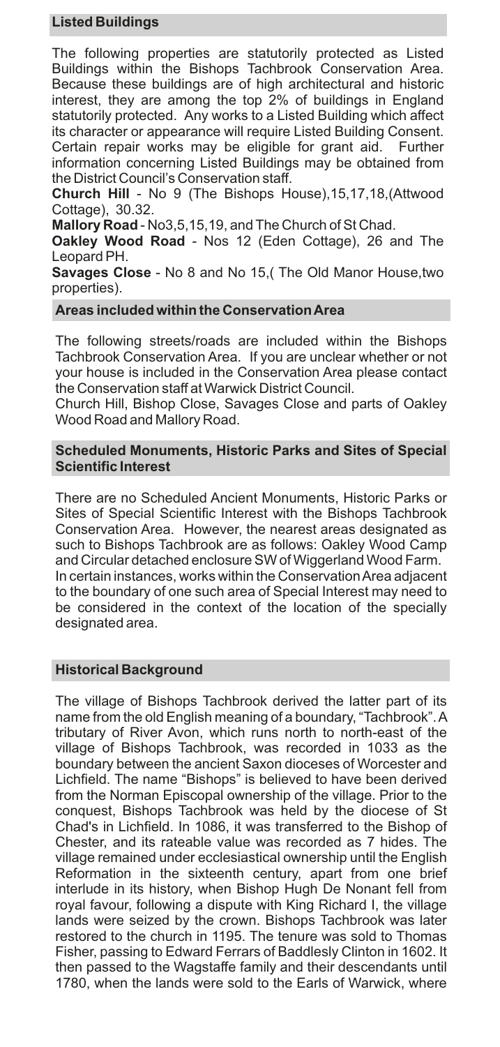## Listed Buildings

The following properties are statutorily protected as Listed Buildings within the Bishops Tachbrook Conservation Area. Because these buildings are of high architectural and historic interest, they are among the top 2% of buildings in England statutorily protected. Any works to a Listed Building which affect its character or appearance will require Listed Building Consent. Certain repair works may be eligible for grant aid. Further information concerning Listed Buildings may be obtained from the District Council's Conservation staff.

**Church Hill** - No 9 (The Bishops House),15,17,18,(Attwood Cottage), 30.32.

**Mallory Road** - No3,5,15,19, and The Church of St Chad.

**Oakley Wood Road** - Nos 12 (Eden Cottage), 26 and The Leopard PH.

**Savages Close** - No 8 and No 15,( The Old Manor House,two properties).

## Areas included within the Conservation Area

The following streets/roads are included within the Bishops Tachbrook Conservation Area. If you are unclear whether or not your house is included in the Conservation Area please contact the Conservation staff at Warwick District Council.

Church Hill, Bishop Close, Savages Close and parts of Oakley Wood Road and Mallory Road.

## Scheduled Monuments, Historic Parks and Sites of Special Scientific Interest

There are no Scheduled Ancient Monuments, Historic Parks or Sites of Special Scientific Interest with the Bishops Tachbrook Conservation Area. However, the nearest areas designated as such to Bishops Tachbrook are as follows: Oakley Wood Camp and Circular detached enclosure SW of Wiggerland Wood Farm.

In certain instances, works within the Conservation Area adjacent to the boundary of one such area of Special Interest may need to be considered in the context of the location of the specially designated area.

## Historical Background

The village of Bishops Tachbrook derived the latter part of its name from the old English meaning of a boundary, "Tachbrook". A tributary of River Avon, which runs north to north-east of the village of Bishops Tachbrook, was recorded in 1033 as the boundary between the ancient Saxon dioceses of Worcester and Lichfield. The name "Bishops" is believed to have been derived from the Norman Episcopal ownership of the village. Prior to the conquest, Bishops Tachbrook was held by the diocese of St Chad's in Lichfield. In 1086, it was transferred to the Bishop of Chester, and its rateable value was recorded as 7 hides. The village remained under ecclesiastical ownership until the English Reformation in the sixteenth century, apart from one brief interlude in its history, when Bishop Hugh De Nonant fell from royal favour, following a dispute with King Richard I, the village lands were seized by the crown. Bishops Tachbrook was later restored to the church in 1195. The tenure was sold to Thomas Fisher, passing to Edward Ferrars of Baddlesly Clinton in 1602. It then passed to the Wagstaffe family and their descendants until 1780, when the lands were sold to the Earls of Warwick, where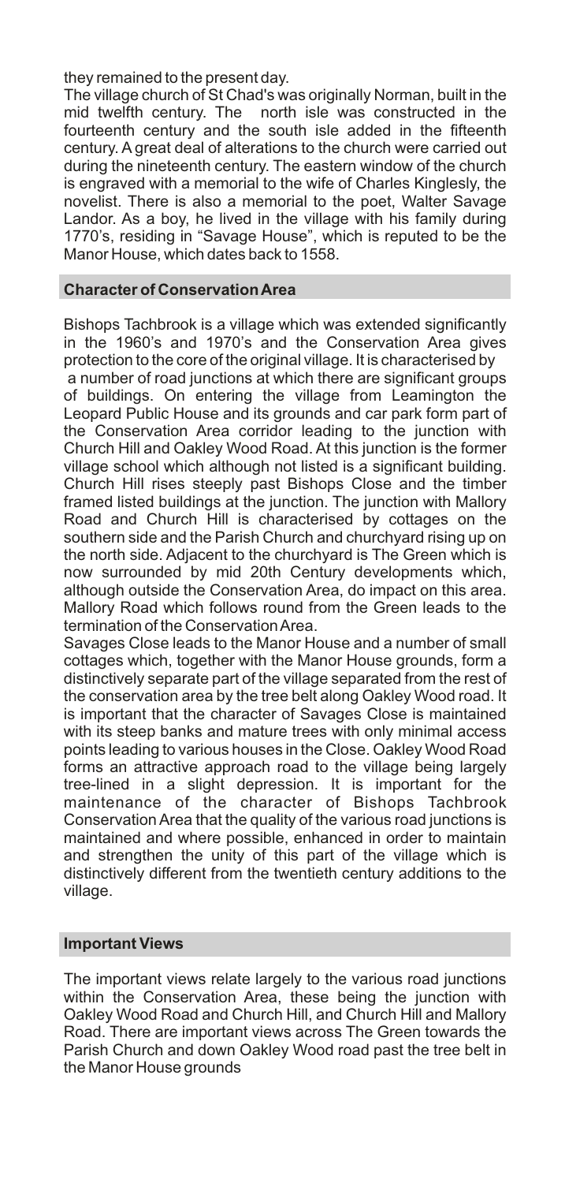they remained to the present day.

The village church of St Chad's was originally Norman, built in the mid twelfth century. The north isle was constructed in the fourteenth century and the south isle added in the fifteenth century. A great deal of alterations to the church were carried out during the nineteenth century. The eastern window of the church is engraved with a memorial to the wife of Charles Kinglesly, the novelist. There is also a memorial to the poet, Walter Savage Landor. As a boy, he lived in the village with his family during 1770's, residing in "Savage House", which is reputed to be the Manor House, which dates back to 1558.

## Character of Conservation Area

Bishops Tachbrook is a village which was extended significantly in the 1960's and 1970's and the Conservation Area gives protection to the core of the original village. It is characterised by a number of road junctions at which there are significant groups of buildings. On entering the village from Leamington the Leopard Public House and its grounds and car park form part of the Conservation Area corridor leading to the junction with Church Hill and Oakley Wood Road. At this junction is the former village school which although not listed is a significant building. Church Hill rises steeply past Bishops Close and the timber framed listed buildings at the junction. The junction with Mallory Road and Church Hill is characterised by cottages on the southern side and the Parish Church and churchyard rising up on the north side. Adjacent to the churchyard is The Green which is now surrounded by mid 20th Century developments which, although outside the Conservation Area, do impact on this area. Mallory Road which follows round from the Green leads to the termination of the Conservation Area.

Savages Close leads to the Manor House and a number of small cottages which, together with the Manor House grounds, form a distinctively separate part of the village separated from the rest of the conservation area by the tree belt along Oakley Wood road. It is important that the character of Savages Close is maintained with its steep banks and mature trees with only minimal access points leading to various houses in the Close. Oakley Wood Road forms an attractive approach road to the village being largely tree-lined in a slight depression. It is important for the maintenance of the character of Bishops Tachbrook Conservation Area that the quality of the various road junctions is maintained and where possible, enhanced in order to maintain and strengthen the unity of this part of the village which is distinctively different from the twentieth century additions to the village.

## Important Views

The important views relate largely to the various road junctions within the Conservation Area, these being the junction with Oakley Wood Road and Church Hill, and Church Hill and Mallory Road. There are important views across The Green towards the Parish Church and down Oakley Wood road past the tree belt in the Manor House grounds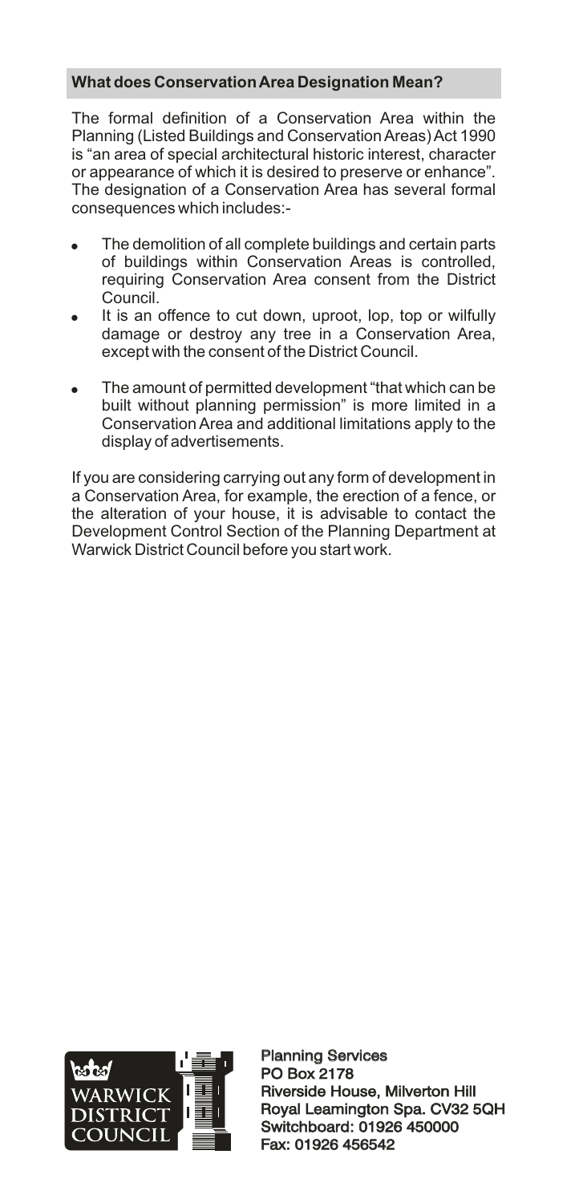## What does Conservation Area Designation Mean?

The formal definition of a Conservation Area within the Planning (Listed Buildings and Conservation Areas) Act 1990 is "an area of special architectural historic interest, character or appearance of which it is desired to preserve or enhance". The designation of a Conservation Area has several formal consequences which includes:-

- The demolition of all complete buildings and certain parts of buildings within Conservation Areas is controlled, requiring Conservation Area consent from the District Council.
- It is an offence to cut down, uproot, lop, top or wilfully damage or destroy any tree in a Conservation Area, except with the consent of the District Council.
- The amount of permitted development "that which can be built without planning permission" is more limited in a Conservation Area and additional limitations apply to the display of advertisements.

If you are considering carrying out any form of development in a Conservation Area, for example, the erection of a fence, or the alteration of your house, it is advisable to contact the Development Control Section of the Planning Department at Warwick District Council before you start work.

WARWICK DISTRICT COUNCIL

Planning Services
PO Box 2178
Riverside House, Milverton Hill
Royal Leamington Spa. CV32 5QH
Switchboard: 01926 450000
Fax: 01926 456542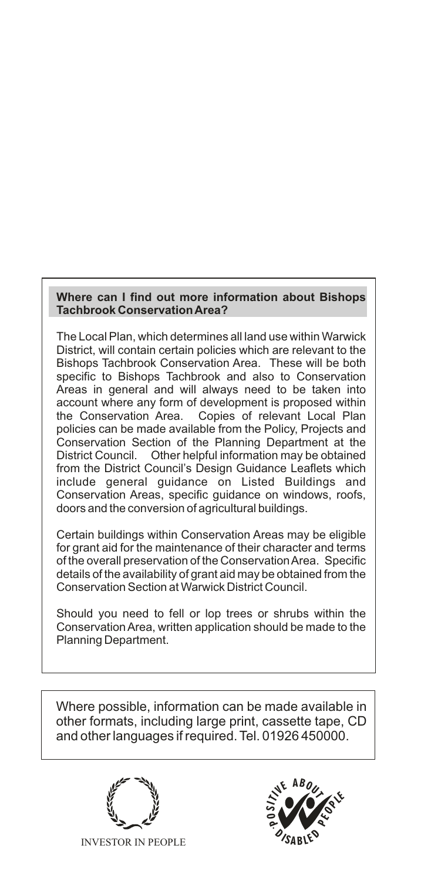**Where can I find out more information about Bishops Tachbrook Conservation Area?**

The Local Plan, which determines all land use within Warwick District, will contain certain policies which are relevant to the Bishops Tachbrook Conservation Area. These will be both specific to Bishops Tachbrook and also to Conservation Areas in general and will always need to be taken into account where any form of development is proposed within the Conservation Area. Copies of relevant Local Plan policies can be made available from the Policy, Projects and Conservation Section of the Planning Department at the District Council. Other helpful information may be obtained from the District Council's Design Guidance Leaflets which include general guidance on Listed Buildings and Conservation Areas, specific guidance on windows, roofs, doors and the conversion of agricultural buildings.

Certain buildings within Conservation Areas may be eligible for grant aid for the maintenance of their character and terms of the overall preservation of the Conservation Area. Specific details of the availability of grant aid may be obtained from the Conservation Section at Warwick District Council.

Should you need to fell or lop trees or shrubs within the Conservation Area, written application should be made to the Planning Department.

Where possible, information can be made available in other formats, including large print, cassette tape, CD and other languages if required. Tel. 01926 450000.

INVESTOR IN PEOPLE

POSITIVE ABOUT DISABLED PEOPLE